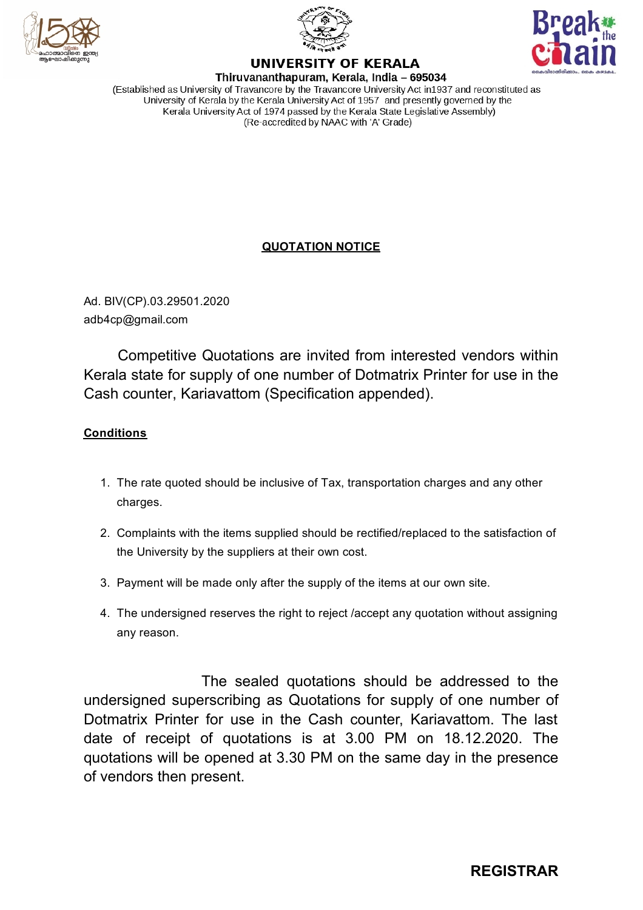# UNIVERSITY OF KERALA

**Thiruvananthapuram, Kerala, India – 695034**

(Established as University of Travancore by the Travancore University Act in1937 and reconstituted as University of Kerala by the Kerala University Act of 1957 and presently governed by the Kerala University Act of 1974 passed by the Kerala State Legislative Assembly)
(Re-accredited by NAAC with 'A' Grade)

## QUOTATION NOTICE

Ad. BIV(CP).03.29501.2020
adb4cp@gmail.com

Competitive Quotations are invited from interested vendors within Kerala state for supply of one number of Dotmatrix Printer for use in the Cash counter, Kariavattom (Specification appended).

**Conditions**

1. The rate quoted should be inclusive of Tax, transportation charges and any other charges.
2. Complaints with the items supplied should be rectified/replaced to the satisfaction of the University by the suppliers at their own cost.
3. Payment will be made only after the supply of the items at our own site.
4. The undersigned reserves the right to reject /accept any quotation without assigning any reason.

The sealed quotations should be addressed to the undersigned superscribing as Quotations for supply of one number of Dotmatrix Printer for use in the Cash counter, Kariavattom. The last date of receipt of quotations is at 3.00 PM on 18.12.2020. The quotations will be opened at 3.30 PM on the same day in the presence of vendors then present.

**REGISTRAR**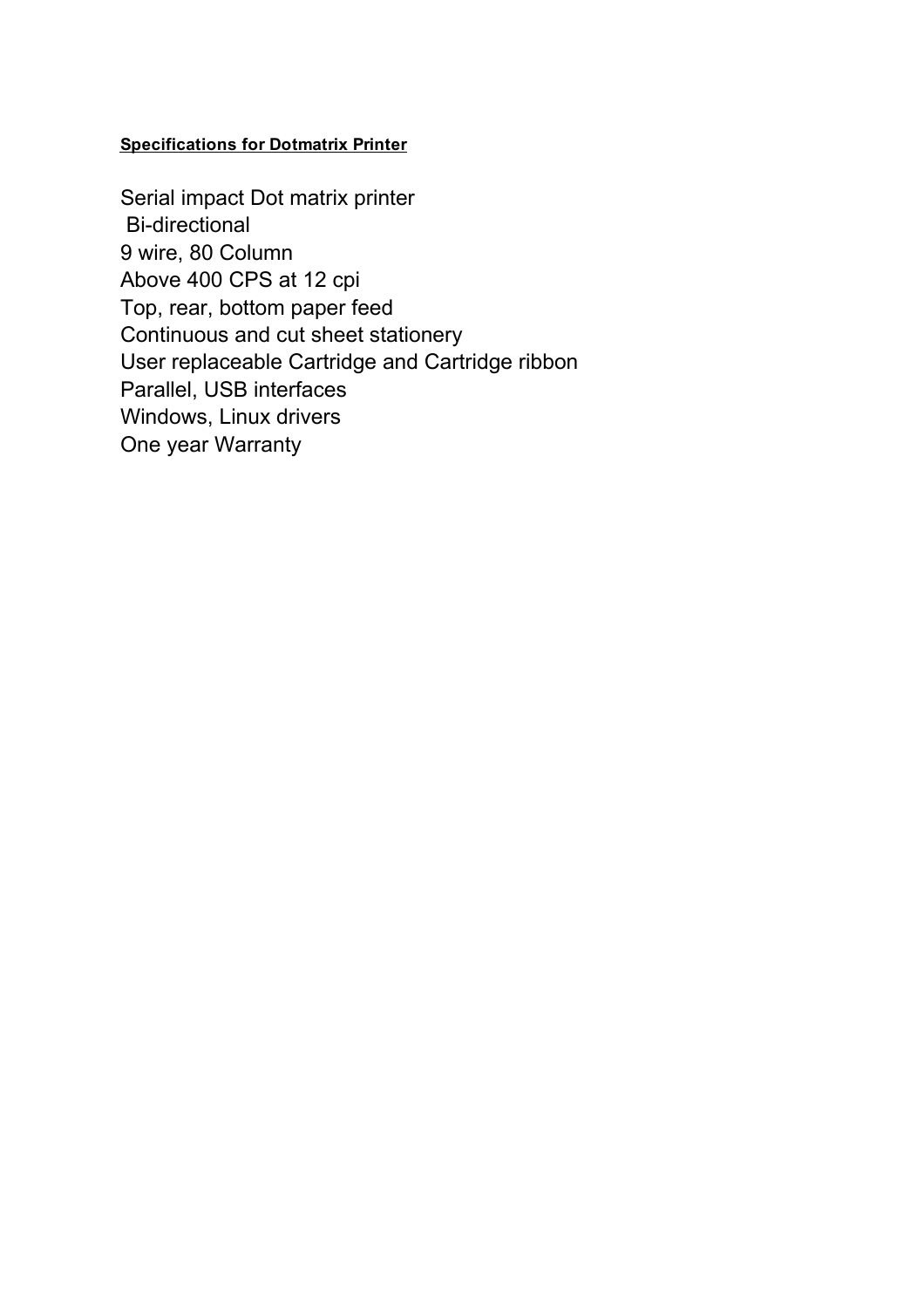**Specifications for Dotmatrix Printer**

Serial impact Dot matrix printer
Bi-directional
9 wire, 80 Column
Above 400 CPS at 12 cpi
Top, rear, bottom paper feed
Continuous and cut sheet stationery
User replaceable Cartridge and Cartridge ribbon
Parallel, USB interfaces
Windows, Linux drivers
One year Warranty